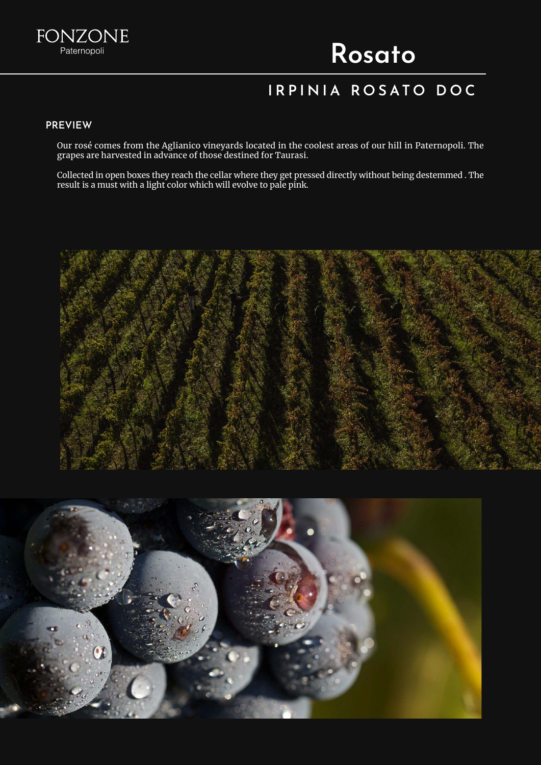FONZONE
Paternopoli

# Rosato

## IRPINIA ROSATO DOC

### PREVIEW

Our rosé comes from the Aglianico vineyards located in the coolest areas of our hill in Paternopoli. The grapes are harvested in advance of those destined for Taurasi.

Collected in open boxes they reach the cellar where they get pressed directly without being destemmed . The result is a must with a light color which will evolve to pale pink.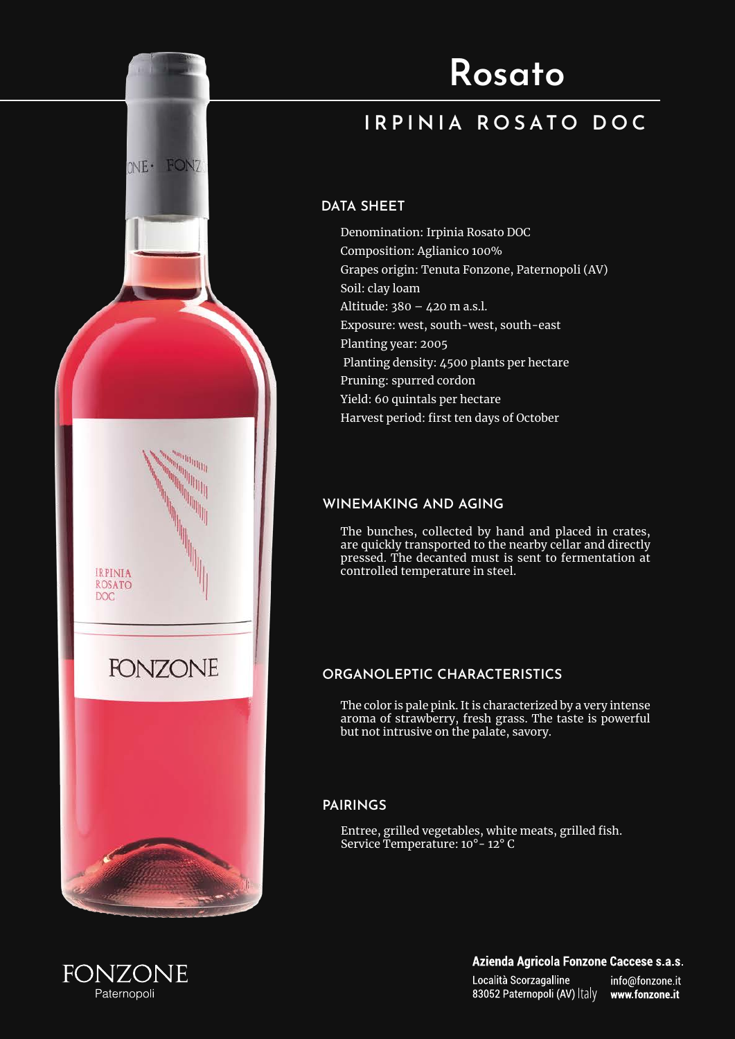# Rosato

## IRPINIA ROSATO DOC

### DATA SHEET

Denomination: Irpinia Rosato DOC
Composition: Aglianico 100%
Grapes origin: Tenuta Fonzone, Paternopoli (AV)
Soil: clay loam
Altitude: 380 – 420 m a.s.l.
Exposure: west, south-west, south-east
Planting year: 2005
Planting density: 4500 plants per hectare
Pruning: spurred cordon
Yield: 60 quintals per hectare
Harvest period: first ten days of October

### WINEMAKING AND AGING

The bunches, collected by hand and placed in crates, are quickly transported to the nearby cellar and directly pressed. The decanted must is sent to fermentation at controlled temperature in steel.

### ORGANOLEPTIC CHARACTERISTICS

The color is pale pink. It is characterized by a very intense aroma of strawberry, fresh grass. The taste is powerful but not intrusive on the palate, savory.

### PAIRINGS

Entree, grilled vegetables, white meats, grilled fish.
Service Temperature: 10° - 12° C

FONZONE
Paternopoli

**Azienda Agricola Fonzone Caccese s.a.s.**
Località Scorzagalline
83052 Paternopoli (AV) Italy
info@fonzone.it
**www.fonzone.it**